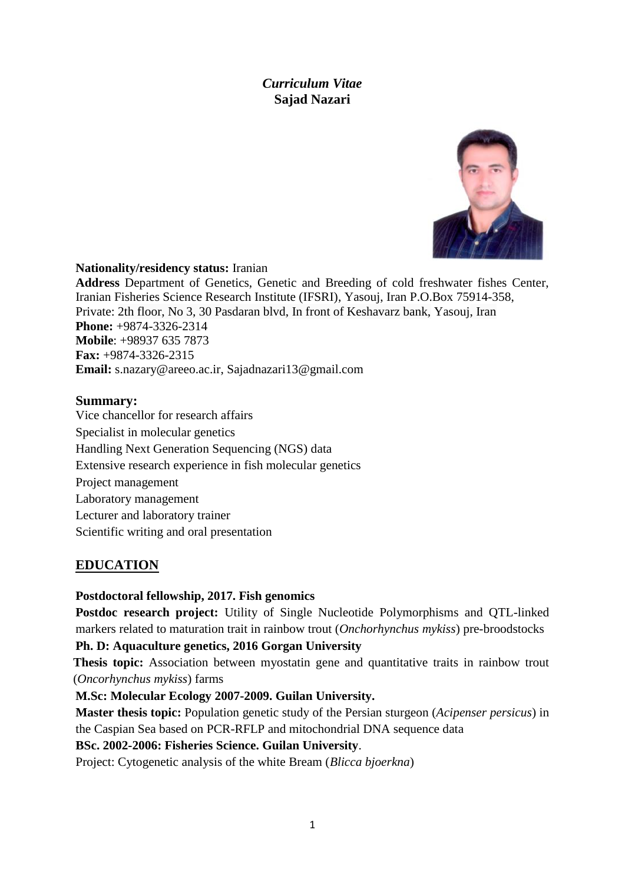*Curriculum Vitae*
**Sajad Nazari**

**Nationality/residency status:** Iranian
**Address** Department of Genetics, Genetic and Breeding of cold freshwater fishes Center, Iranian Fisheries Science Research Institute (IFSRI), Yasouj, Iran P.O.Box 75914-358,
Private: 2th floor, No 3, 30 Pasdaran blvd, In front of Keshavarz bank, Yasouj, Iran
**Phone:** +9874-3326-2314
**Mobile**: +98937 635 7873
**Fax:** +9874-3326-2315
**Email:** s.nazary@areeo.ac.ir, Sajadnazari13@gmail.com

**Summary:**

Vice chancellor for research affairs
Specialist in molecular genetics
Handling Next Generation Sequencing (NGS) data
Extensive research experience in fish molecular genetics
Project management
Laboratory management
Lecturer and laboratory trainer
Scientific writing and oral presentation

## EDUCATION

**Postdoctoral fellowship, 2017. Fish genomics**
**Postdoc research project:** Utility of Single Nucleotide Polymorphisms and QTL-linked markers related to maturation trait in rainbow trout (*Onchorhynchus mykiss*) pre-broodstocks
**Ph. D: Aquaculture genetics, 2016 Gorgan University**
**Thesis topic:** Association between myostatin gene and quantitative traits in rainbow trout (*Oncorhynchus mykiss*) farms
**M.Sc: Molecular Ecology 2007-2009. Guilan University.**
**Master thesis topic:** Population genetic study of the Persian sturgeon (*Acipenser persicus*) in the Caspian Sea based on PCR-RFLP and mitochondrial DNA sequence data
**BSc. 2002-2006: Fisheries Science. Guilan University**.
Project: Cytogenetic analysis of the white Bream (*Blicca bjoerkna*)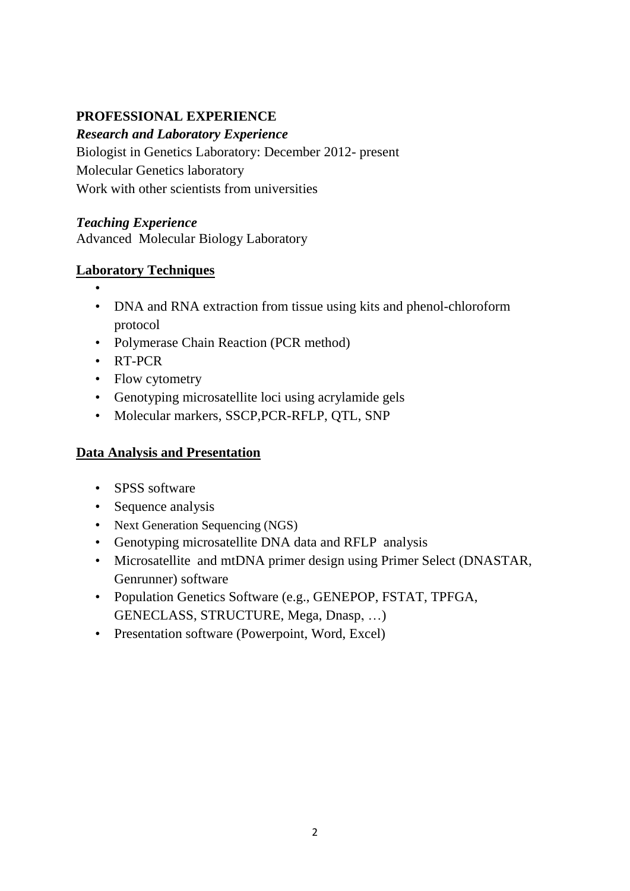## PROFESSIONAL EXPERIENCE

### *Research and Laboratory Experience*

Biologist in Genetics Laboratory: December 2012- present
Molecular Genetics laboratory
Work with other scientists from universities

### *Teaching Experience*

Advanced Molecular Biology Laboratory

### Laboratory Techniques

- 
- DNA and RNA extraction from tissue using kits and phenol-chloroform protocol
- Polymerase Chain Reaction (PCR method)
- RT-PCR
- Flow cytometry
- Genotyping microsatellite loci using acrylamide gels
- Molecular markers, SSCP,PCR-RFLP, QTL, SNP

### Data Analysis and Presentation

- SPSS software
- Sequence analysis
- Next Generation Sequencing (NGS)
- Genotyping microsatellite DNA data and RFLP analysis
- Microsatellite and mtDNA primer design using Primer Select (DNASTAR, Genrunner) software
- Population Genetics Software (e.g., GENEPOP, FSTAT, TPFGA, GENECLASS, STRUCTURE, Mega, Dnasp, …)
- Presentation software (Powerpoint, Word, Excel)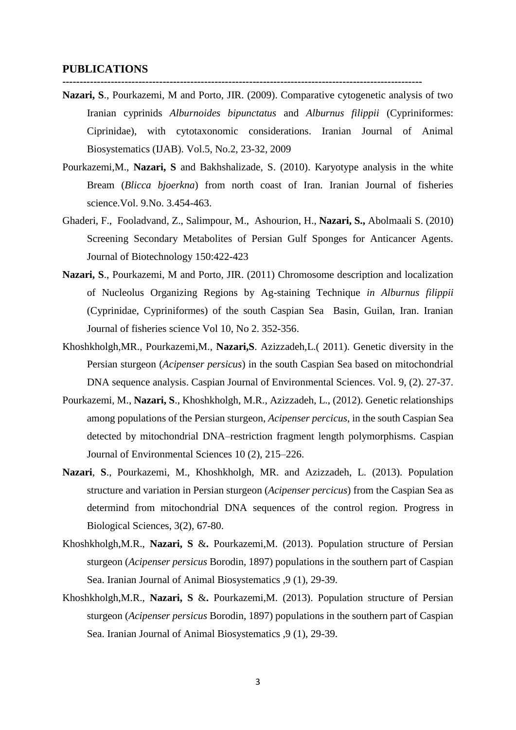## PUBLICATIONS

-------------------------------------------------------------------------------------------------------

**Nazari, S**., Pourkazemi, M and Porto, JIR. (2009). Comparative cytogenetic analysis of two Iranian cyprinids *Alburnoides bipunctatus* and *Alburnus filippii* (Cypriniformes: Ciprinidae), with cytotaxonomic considerations. Iranian Journal of Animal Biosystematics (IJAB). Vol.5, No.2, 23-32, 2009

Pourkazemi,M., **Nazari, S** and Bakhshalizade, S. (2010). Karyotype analysis in the white Bream (*Blicca bjoerkna*) from north coast of Iran. Iranian Journal of fisheries science.Vol. 9.No. 3.454-463.

Ghaderi, F., Fooladvand, Z., Salimpour, M., Ashourion, H., **Nazari, S.,** Abolmaali S. (2010) Screening Secondary Metabolites of Persian Gulf Sponges for Anticancer Agents. Journal of Biotechnology 150:422-423

**Nazari, S**., Pourkazemi, M and Porto, JIR. (2011) Chromosome description and localization of Nucleolus Organizing Regions by Ag-staining Technique *in Alburnus filippii* (Cyprinidae, Cypriniformes) of the south Caspian Sea Basin, Guilan, Iran. Iranian Journal of fisheries science Vol 10, No 2. 352-356.

Khoshkholgh,MR., Pourkazemi,M., **Nazari,S**. Azizzadeh,L.( 2011). Genetic diversity in the Persian sturgeon (*Acipenser persicus*) in the south Caspian Sea based on mitochondrial DNA sequence analysis. Caspian Journal of Environmental Sciences. Vol. 9, (2). 27-37.

Pourkazemi, M., **Nazari, S**., Khoshkholgh, M.R., Azizzadeh, L., (2012). Genetic relationships among populations of the Persian sturgeon, *Acipenser percicus*, in the south Caspian Sea detected by mitochondrial DNA–restriction fragment length polymorphisms. Caspian Journal of Environmental Sciences 10 (2), 215–226.

**Nazari**, **S**., Pourkazemi, M., Khoshkholgh, MR. and Azizzadeh, L. (2013). Population structure and variation in Persian sturgeon (*Acipenser percicus*) from the Caspian Sea as determind from mitochondrial DNA sequences of the control region. Progress in Biological Sciences, 3(2), 67-80.

Khoshkholgh,M.R., **Nazari, S** &**.** Pourkazemi,M. (2013). Population structure of Persian sturgeon (*Acipenser persicus* Borodin, 1897) populations in the southern part of Caspian Sea. Iranian Journal of Animal Biosystematics ,9 (1), 29-39.

Khoshkholgh,M.R., **Nazari, S** &**.** Pourkazemi,M. (2013). Population structure of Persian sturgeon (*Acipenser persicus* Borodin, 1897) populations in the southern part of Caspian Sea. Iranian Journal of Animal Biosystematics ,9 (1), 29-39.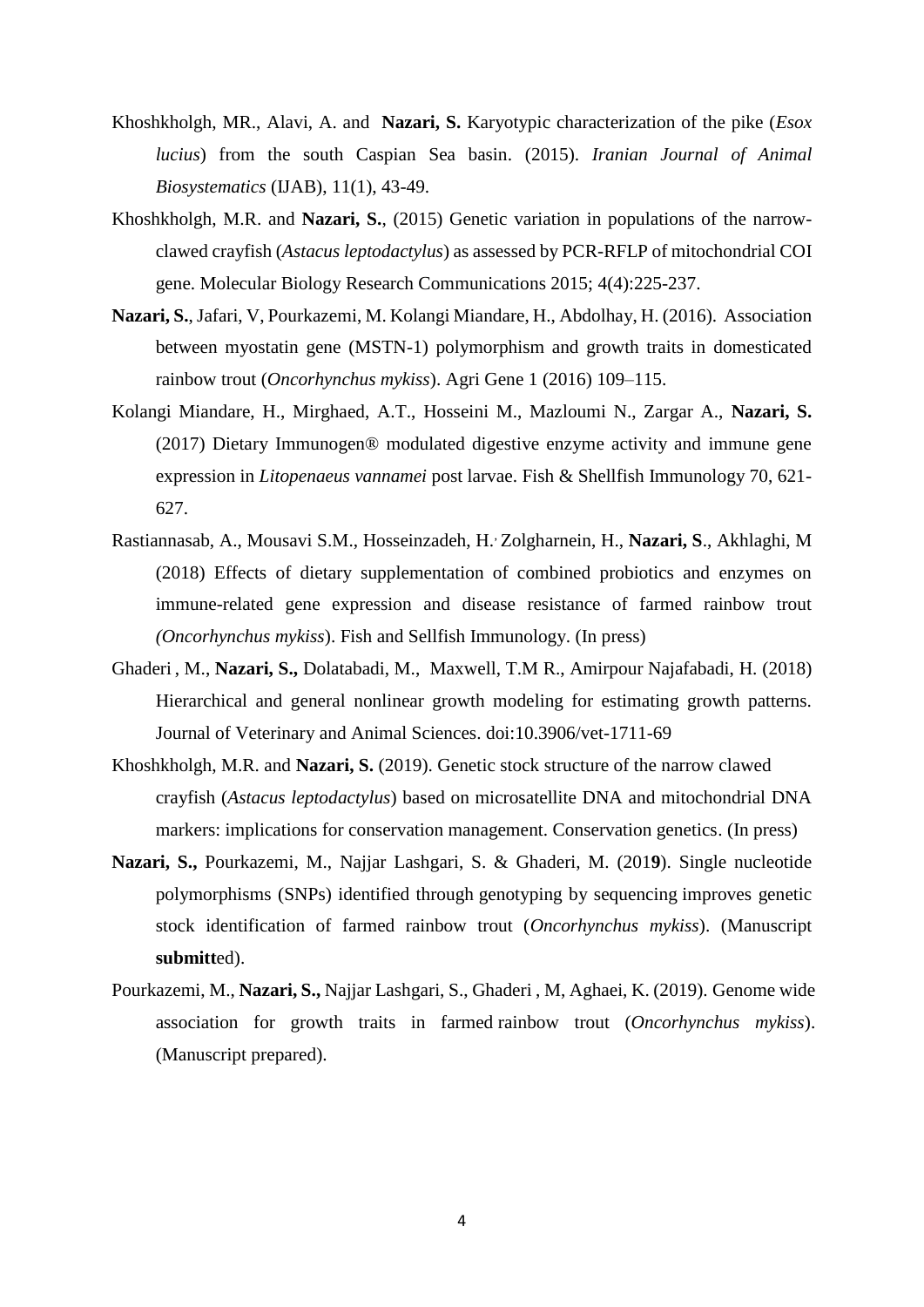Khoshkholgh, MR., Alavi, A. and **Nazari, S.** Karyotypic characterization of the pike (*Esox lucius*) from the south Caspian Sea basin. (2015). *Iranian Journal of Animal Biosystematics* (IJAB), 11(1), 43-49.

Khoshkholgh, M.R. and **Nazari, S.**, (2015) Genetic variation in populations of the narrow-clawed crayfish (*Astacus leptodactylus*) as assessed by PCR-RFLP of mitochondrial COI gene. Molecular Biology Research Communications 2015; 4(4):225-237.

**Nazari, S.**, Jafari, V, Pourkazemi, M. Kolangi Miandare, H., Abdolhay, H. (2016). Association between myostatin gene (MSTN-1) polymorphism and growth traits in domesticated rainbow trout (*Oncorhynchus mykiss*). Agri Gene 1 (2016) 109–115.

Kolangi Miandare, H., Mirghaed, A.T., Hosseini M., Mazloumi N., Zargar A., **Nazari, S.** (2017) Dietary Immunogen® modulated digestive enzyme activity and immune gene expression in *Litopenaeus vannamei* post larvae. Fish & Shellfish Immunology 70, 621-627.

Rastiannasab, A., Mousavi S.M., Hosseinzadeh, H.، Zolgharnein, H., **Nazari, S**., Akhlaghi, M (2018) Effects of dietary supplementation of combined probiotics and enzymes on immune-related gene expression and disease resistance of farmed rainbow trout *(Oncorhynchus mykiss*). Fish and Sellfish Immunology. (In press)

Ghaderi , M., **Nazari, S.,** Dolatabadi, M., Maxwell, T.M R., Amirpour Najafabadi, H. (2018) Hierarchical and general nonlinear growth modeling for estimating growth patterns. Journal of Veterinary and Animal Sciences. doi:10.3906/vet-1711-69

Khoshkholgh, M.R. and **Nazari, S.** (2019). Genetic stock structure of the narrow clawed crayfish (*Astacus leptodactylus*) based on microsatellite DNA and mitochondrial DNA markers: implications for conservation management. Conservation genetics. (In press)

**Nazari, S.,** Pourkazemi, M., Najjar Lashgari, S. & Ghaderi, M. (201**9**). Single nucleotide polymorphisms (SNPs) identified through genotyping by sequencing improves genetic stock identification of farmed rainbow trout (*Oncorhynchus mykiss*). (Manuscript **submitt**ed).

Pourkazemi, M., **Nazari, S.,** Najjar Lashgari, S., Ghaderi , M, Aghaei, K. (2019). Genome wide association for growth traits in farmed rainbow trout (*Oncorhynchus mykiss*). (Manuscript prepared).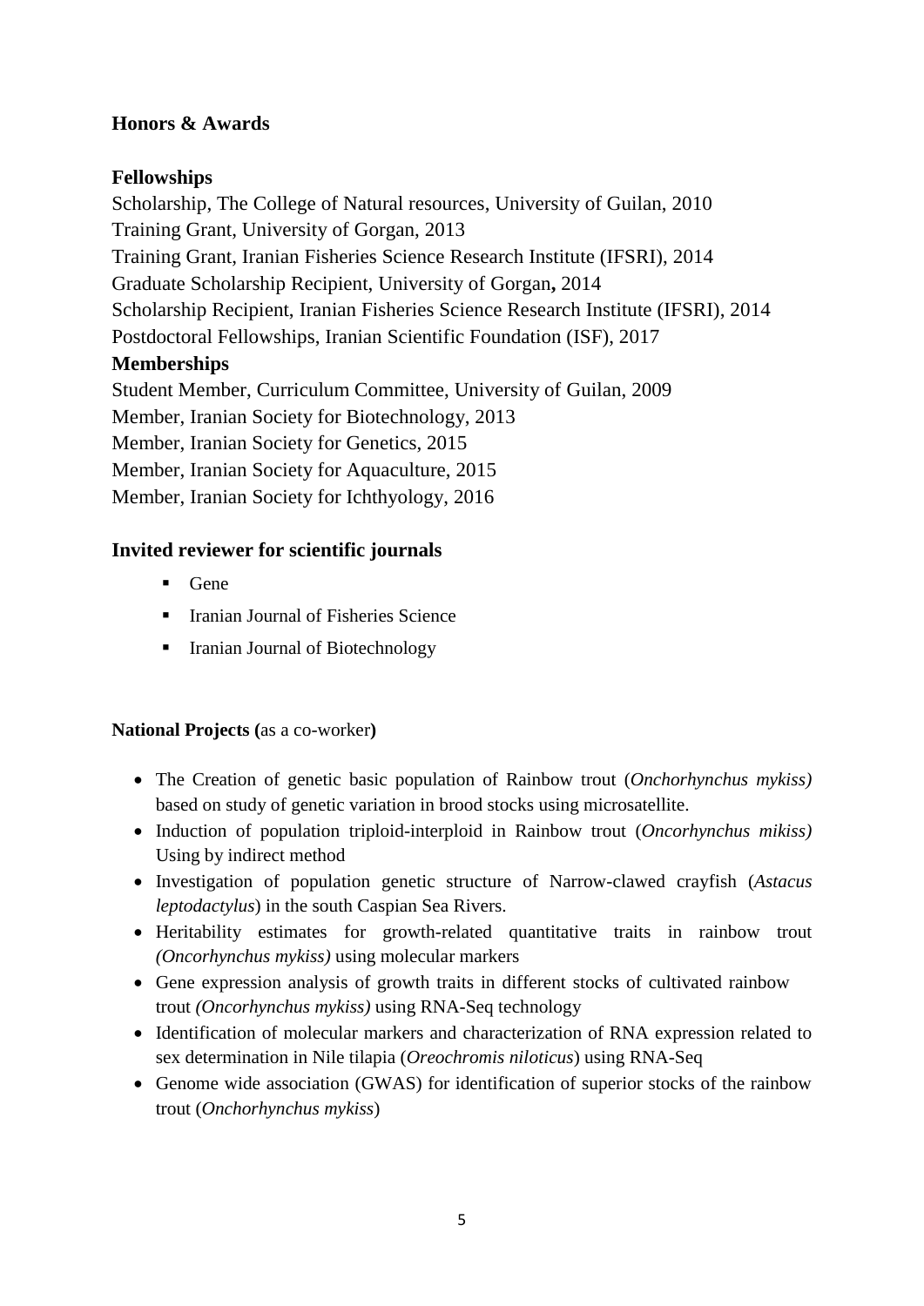## Honors & Awards

### Fellowships

Scholarship, The College of Natural resources, University of Guilan, 2010
Training Grant, University of Gorgan, 2013
Training Grant, Iranian Fisheries Science Research Institute (IFSRI), 2014
Graduate Scholarship Recipient, University of Gorgan**,** 2014
Scholarship Recipient, Iranian Fisheries Science Research Institute (IFSRI), 2014
Postdoctoral Fellowships, Iranian Scientific Foundation (ISF), 2017

### Memberships

Student Member, Curriculum Committee, University of Guilan, 2009
Member, Iranian Society for Biotechnology, 2013
Member, Iranian Society for Genetics, 2015
Member, Iranian Society for Aquaculture, 2015
Member, Iranian Society for Ichthyology, 2016

## Invited reviewer for scientific journals

- Gene
- Iranian Journal of Fisheries Science
- Iranian Journal of Biotechnology

**National Projects (**as a co-worker**)**

- The Creation of genetic basic population of Rainbow trout (*Onchorhynchus mykiss)* based on study of genetic variation in brood stocks using microsatellite.
- Induction of population triploid-interploid in Rainbow trout (*Oncorhynchus mikiss)* Using by indirect method
- Investigation of population genetic structure of Narrow-clawed crayfish (*Astacus leptodactylus*) in the south Caspian Sea Rivers.
- Heritability estimates for growth-related quantitative traits in rainbow trout *(Oncorhynchus mykiss)* using molecular markers
- Gene expression analysis of growth traits in different stocks of cultivated rainbow trout *(Oncorhynchus mykiss)* using RNA-Seq technology
- Identification of molecular markers and characterization of RNA expression related to sex determination in Nile tilapia (*Oreochromis niloticus*) using RNA-Seq
- Genome wide association (GWAS) for identification of superior stocks of the rainbow trout (*Onchorhynchus mykiss*)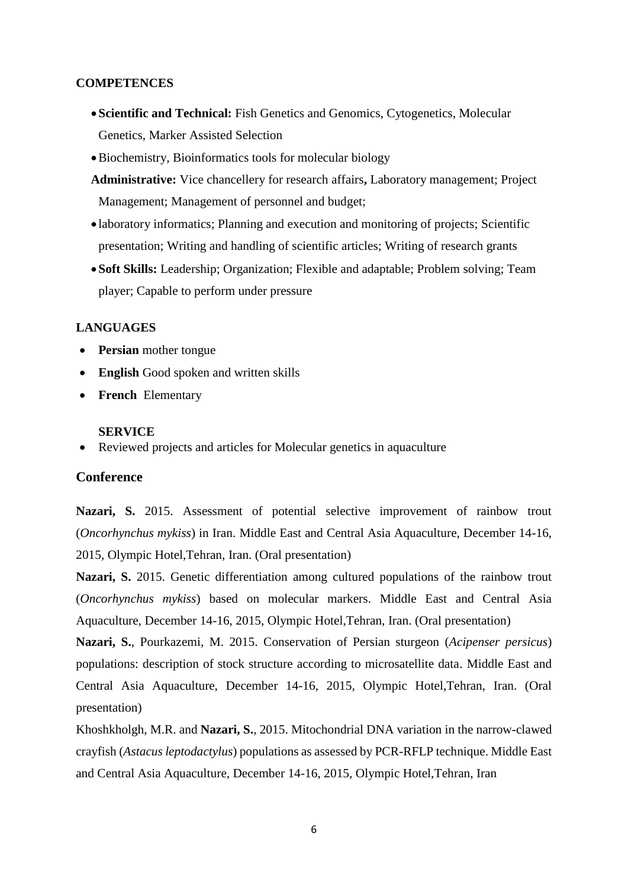**COMPETENCES**

- **Scientific and Technical:** Fish Genetics and Genomics, Cytogenetics, Molecular Genetics, Marker Assisted Selection
- Biochemistry, Bioinformatics tools for molecular biology

**Administrative:** Vice chancellery for research affairs**,** Laboratory management; Project Management; Management of personnel and budget;

- laboratory informatics; Planning and execution and monitoring of projects; Scientific presentation; Writing and handling of scientific articles; Writing of research grants
- **Soft Skills:** Leadership; Organization; Flexible and adaptable; Problem solving; Team player; Capable to perform under pressure

**LANGUAGES**

- **Persian** mother tongue
- **English** Good spoken and written skills
- **French** Elementary

**SERVICE**

- Reviewed projects and articles for Molecular genetics in aquaculture

## Conference

**Nazari, S.** 2015. Assessment of potential selective improvement of rainbow trout (*Oncorhynchus mykiss*) in Iran. Middle East and Central Asia Aquaculture, December 14-16, 2015, Olympic Hotel,Tehran, Iran. (Oral presentation)

**Nazari, S.** 2015. Genetic differentiation among cultured populations of the rainbow trout (*Oncorhynchus mykiss*) based on molecular markers. Middle East and Central Asia Aquaculture, December 14-16, 2015, Olympic Hotel,Tehran, Iran. (Oral presentation)

**Nazari, S.**, Pourkazemi, M. 2015. Conservation of Persian sturgeon (*Acipenser persicus*) populations: description of stock structure according to microsatellite data. Middle East and Central Asia Aquaculture, December 14-16, 2015, Olympic Hotel,Tehran, Iran. (Oral presentation)

Khoshkholgh, M.R. and **Nazari, S.**, 2015. Mitochondrial DNA variation in the narrow-clawed crayfish (*Astacus leptodactylus*) populations as assessed by PCR-RFLP technique. Middle East and Central Asia Aquaculture, December 14-16, 2015, Olympic Hotel,Tehran, Iran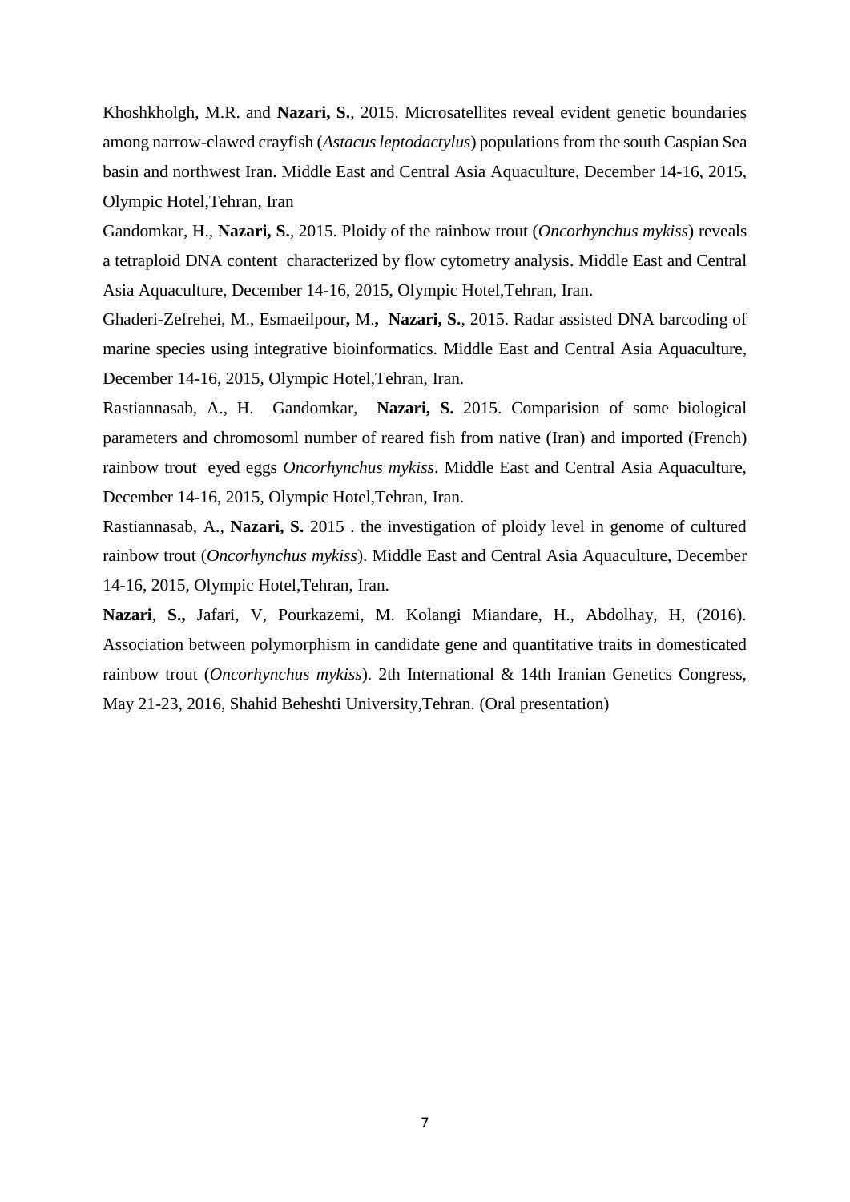Khoshkholgh, M.R. and **Nazari, S.**, 2015. Microsatellites reveal evident genetic boundaries among narrow-clawed crayfish (*Astacus leptodactylus*) populations from the south Caspian Sea basin and northwest Iran. Middle East and Central Asia Aquaculture, December 14-16, 2015, Olympic Hotel,Tehran, Iran

Gandomkar, H., **Nazari, S.**, 2015. Ploidy of the rainbow trout (*Oncorhynchus mykiss*) reveals a tetraploid DNA content characterized by flow cytometry analysis. Middle East and Central Asia Aquaculture, December 14-16, 2015, Olympic Hotel,Tehran, Iran.

Ghaderi-Zefrehei, M., Esmaeilpour**,** M.**, Nazari, S.**, 2015. Radar assisted DNA barcoding of marine species using integrative bioinformatics. Middle East and Central Asia Aquaculture, December 14-16, 2015, Olympic Hotel,Tehran, Iran.

Rastiannasab, A., H. Gandomkar, **Nazari, S.** 2015. Comparision of some biological parameters and chromosoml number of reared fish from native (Iran) and imported (French) rainbow trout eyed eggs *Oncorhynchus mykiss*. Middle East and Central Asia Aquaculture, December 14-16, 2015, Olympic Hotel,Tehran, Iran.

Rastiannasab, A., **Nazari, S.** 2015 . the investigation of ploidy level in genome of cultured rainbow trout (*Oncorhynchus mykiss*). Middle East and Central Asia Aquaculture, December 14-16, 2015, Olympic Hotel,Tehran, Iran.

**Nazari**, **S.,** Jafari, V, Pourkazemi, M. Kolangi Miandare, H., Abdolhay, H, (2016). Association between polymorphism in candidate gene and quantitative traits in domesticated rainbow trout (*Oncorhynchus mykiss*). 2th International & 14th Iranian Genetics Congress, May 21-23, 2016, Shahid Beheshti University,Tehran. (Oral presentation)